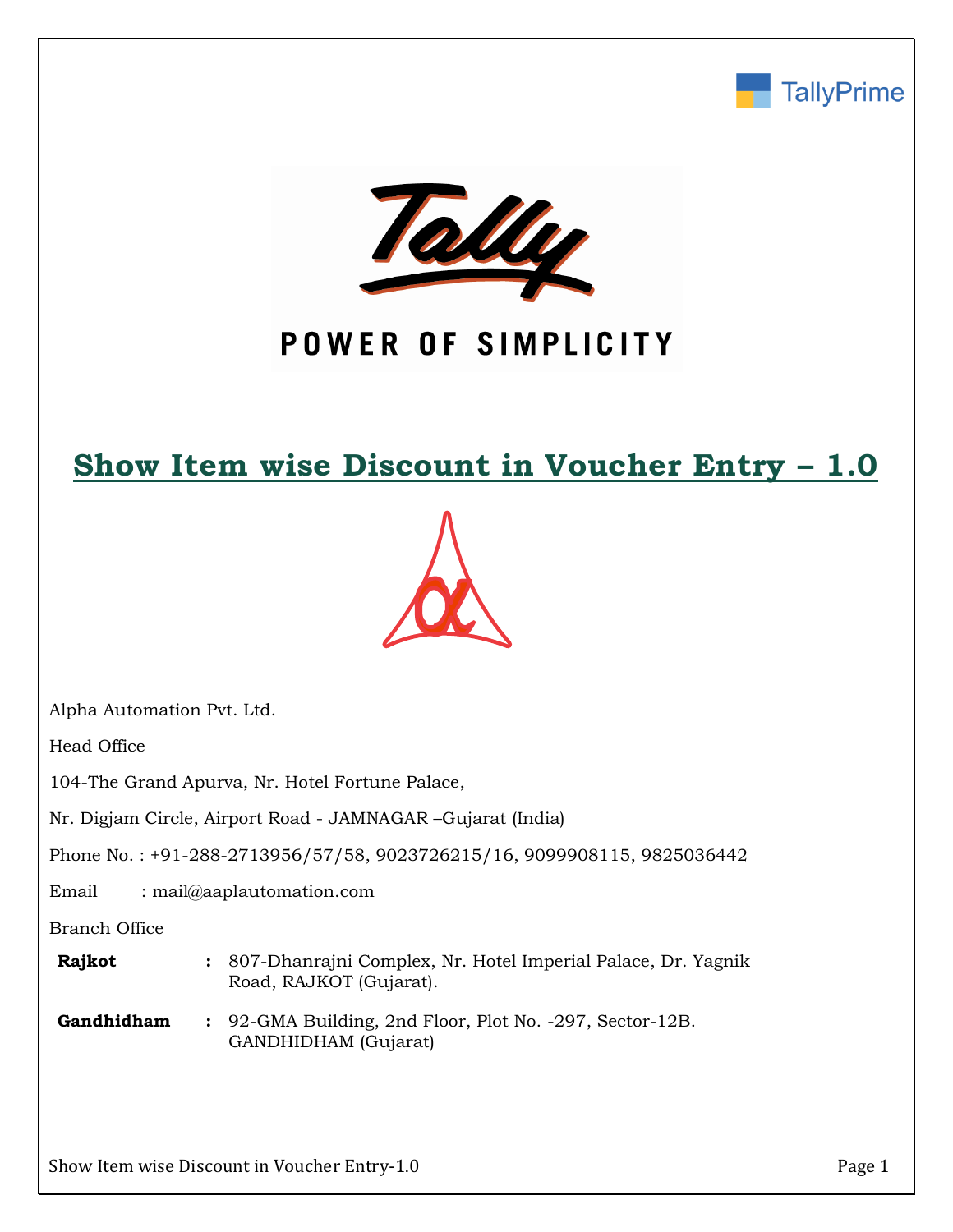TallyPrime

Tally

POWER OF SIMPLICITY

# Show Item wise Discount in Voucher Entry – 1.0

Alpha Automation Pvt. Ltd.

Head Office

104-The Grand Apurva, Nr. Hotel Fortune Palace,

Nr. Digjam Circle, Airport Road - JAMNAGAR –Gujarat (India)

Phone No. : +91-288-2713956/57/58, 9023726215/16, 9099908115, 9825036442

Email : mail@aaplautomation.com

Branch Office

| | | |
|---|---|---|
| **Rajkot** | : | 807-Dhanrajni Complex, Nr. Hotel Imperial Palace, Dr. Yagnik Road, RAJKOT (Gujarat). |
| **Gandhidham** | : | 92-GMA Building, 2nd Floor, Plot No. -297, Sector-12B. GANDHIDHAM (Gujarat) |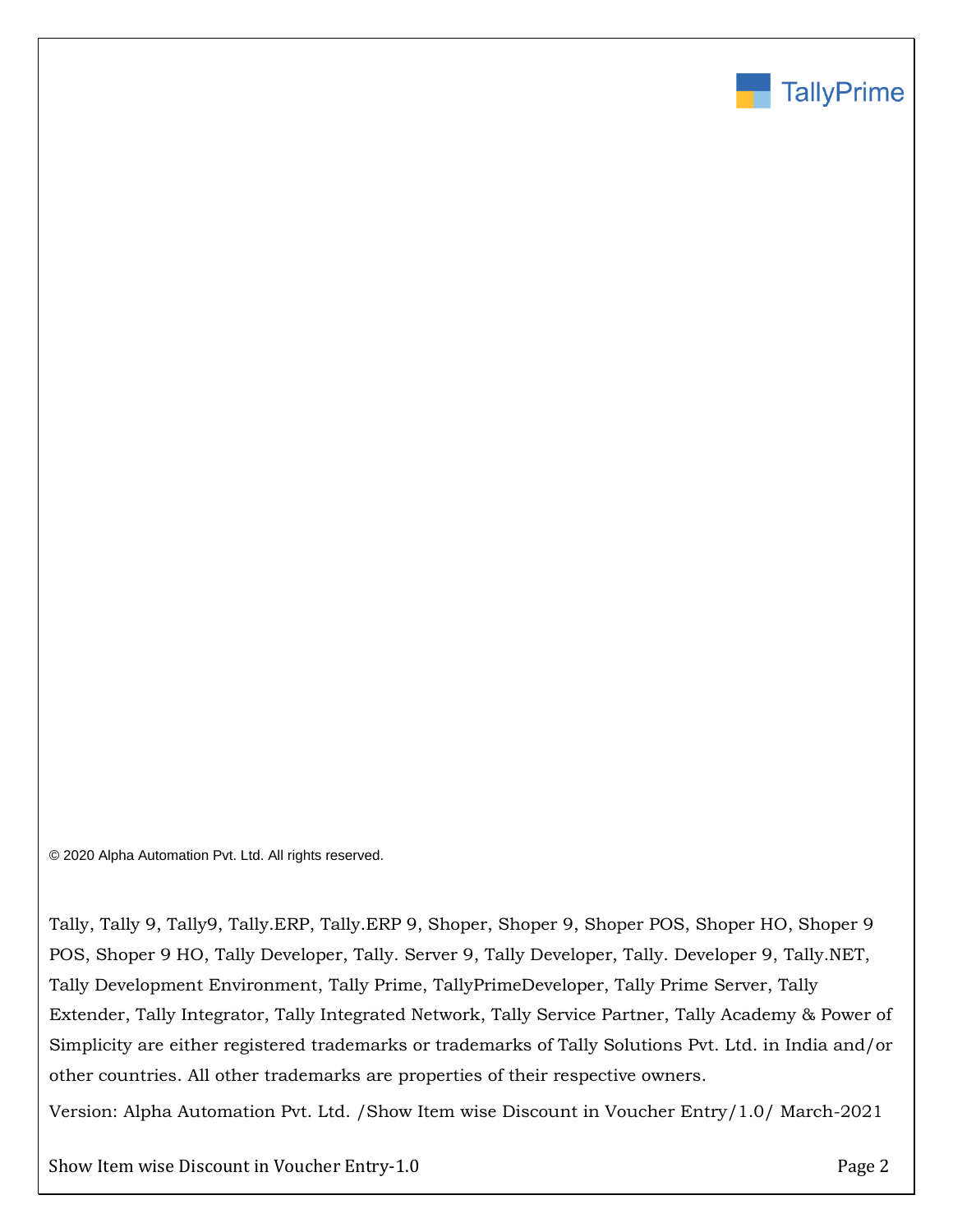© 2020 Alpha Automation Pvt. Ltd. All rights reserved.

Tally, Tally 9, Tally9, Tally.ERP, Tally.ERP 9, Shoper, Shoper 9, Shoper POS, Shoper HO, Shoper 9 POS, Shoper 9 HO, Tally Developer, Tally. Server 9, Tally Developer, Tally. Developer 9, Tally.NET, Tally Development Environment, Tally Prime, TallyPrimeDeveloper, Tally Prime Server, Tally Extender, Tally Integrator, Tally Integrated Network, Tally Service Partner, Tally Academy & Power of Simplicity are either registered trademarks or trademarks of Tally Solutions Pvt. Ltd. in India and/or other countries. All other trademarks are properties of their respective owners.

Version: Alpha Automation Pvt. Ltd. /Show Item wise Discount in Voucher Entry/1.0/ March-2021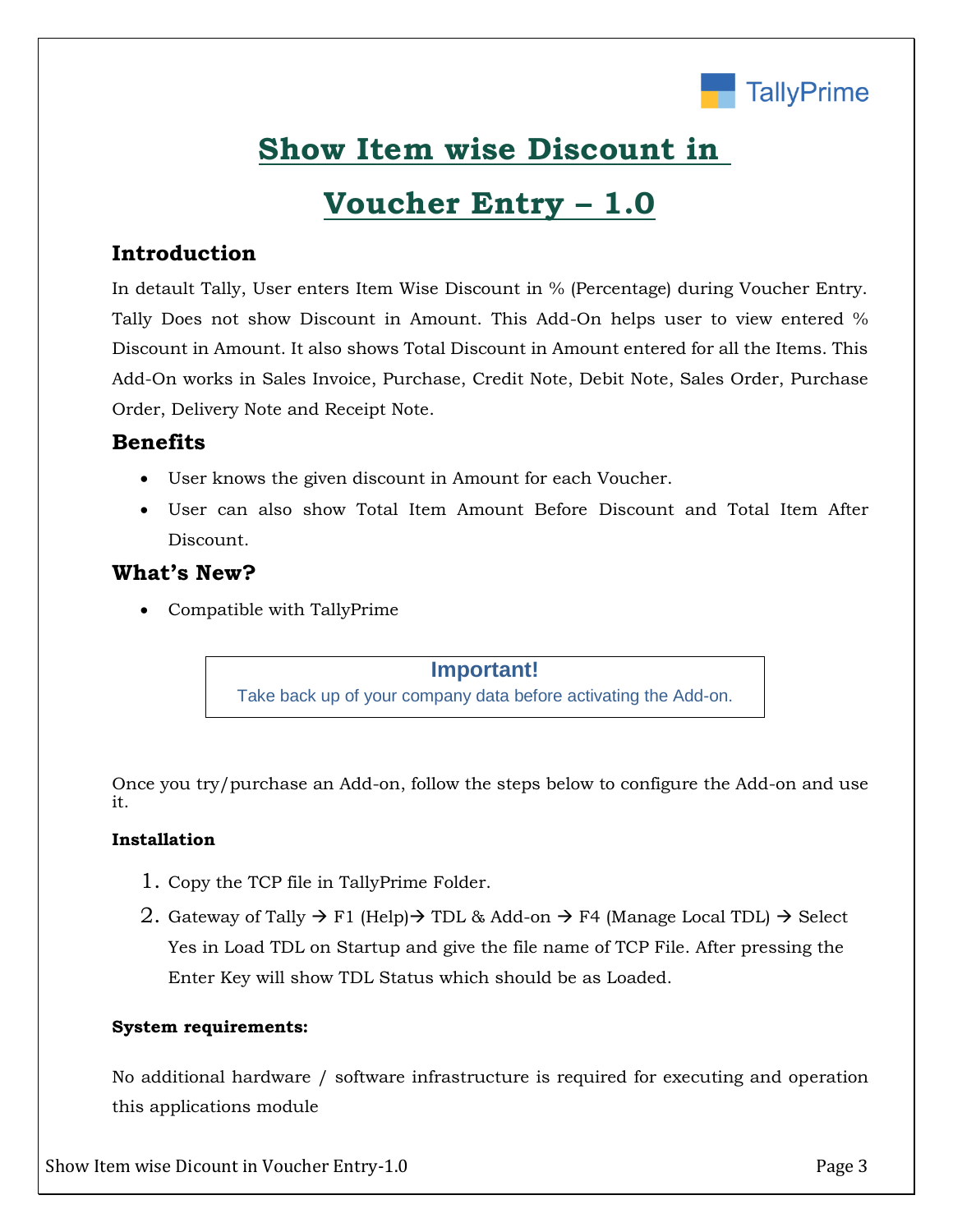# Show Item wise Discount in Voucher Entry – 1.0

## Introduction

In detault Tally, User enters Item Wise Discount in % (Percentage) during Voucher Entry. Tally Does not show Discount in Amount. This Add-On helps user to view entered % Discount in Amount. It also shows Total Discount in Amount entered for all the Items. This Add-On works in Sales Invoice, Purchase, Credit Note, Debit Note, Sales Order, Purchase Order, Delivery Note and Receipt Note.

## Benefits

- User knows the given discount in Amount for each Voucher.
- User can also show Total Item Amount Before Discount and Total Item After Discount.

## What's New?

- Compatible with TallyPrime

> **Important!**
> Take back up of your company data before activating the Add-on.

Once you try/purchase an Add-on, follow the steps below to configure the Add-on and use it.

**Installation**

1. Copy the TCP file in TallyPrime Folder.
2. Gateway of Tally → F1 (Help)→ TDL & Add-on → F4 (Manage Local TDL) → Select Yes in Load TDL on Startup and give the file name of TCP File. After pressing the Enter Key will show TDL Status which should be as Loaded.

**System requirements:**

No additional hardware / software infrastructure is required for executing and operation this applications module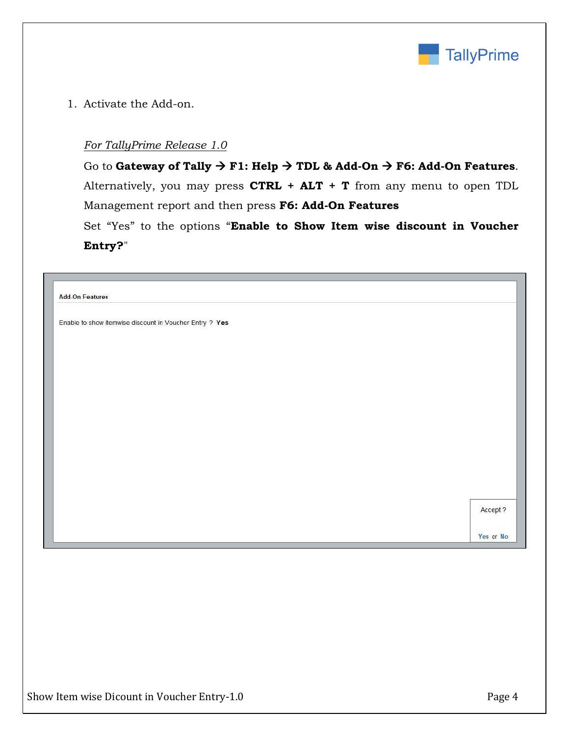1. Activate the Add-on.

   *For TallyPrime Release 1.0*

   Go to **Gateway of Tally → F1: Help → TDL & Add-On → F6: Add-On Features**. Alternatively, you may press **CTRL + ALT + T** from any menu to open TDL Management report and then press **F6: Add-On Features**

   Set "Yes" to the options "**Enable to Show Item wise discount in Voucher Entry?**"

Add-On Features

Enable to show itemwise discount in Voucher Entry ? Yes

Accept ?

Yes or No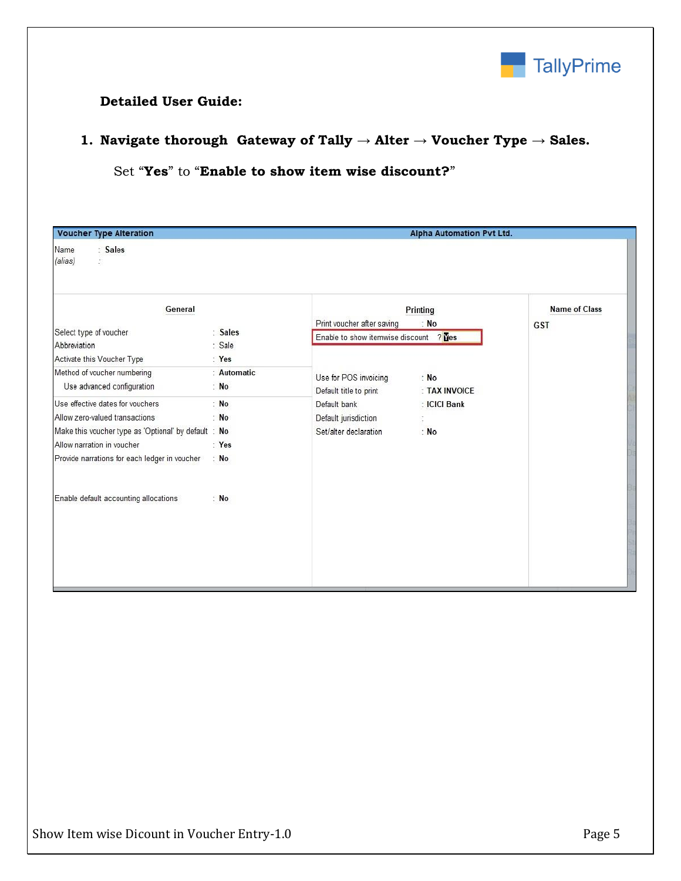**Detailed User Guide:**

1. **Navigate thorough Gateway of Tally → Alter → Voucher Type → Sales.**

   Set "**Yes**" to "**Enable to show item wise discount?**"

**Voucher Type Alteration** — Alpha Automation Pvt Ltd.

Name : Sales
*(alias)* :

| General | | Printing | | Name of Class |
|---|---|---|---|---|
| Select type of voucher | Sales | Print voucher after saving | No | GST |
| Abbreviation | Sale | Enable to show itemwise discount ? | Yes | |
| Activate this Voucher Type | Yes | | | |
| Method of voucher numbering | Automatic | Use for POS invoicing | No | |
| Use advanced configuration | No | Default title to print | TAX INVOICE | |
| Use effective dates for vouchers | No | Default bank | ICICI Bank | |
| Allow zero-valued transactions | No | Default jurisdiction | | |
| Make this voucher type as 'Optional' by default | No | Set/alter declaration | No | |
| Allow narration in voucher | Yes | | | |
| Provide narrations for each ledger in voucher | No | | | |
| Enable default accounting allocations | No | | | |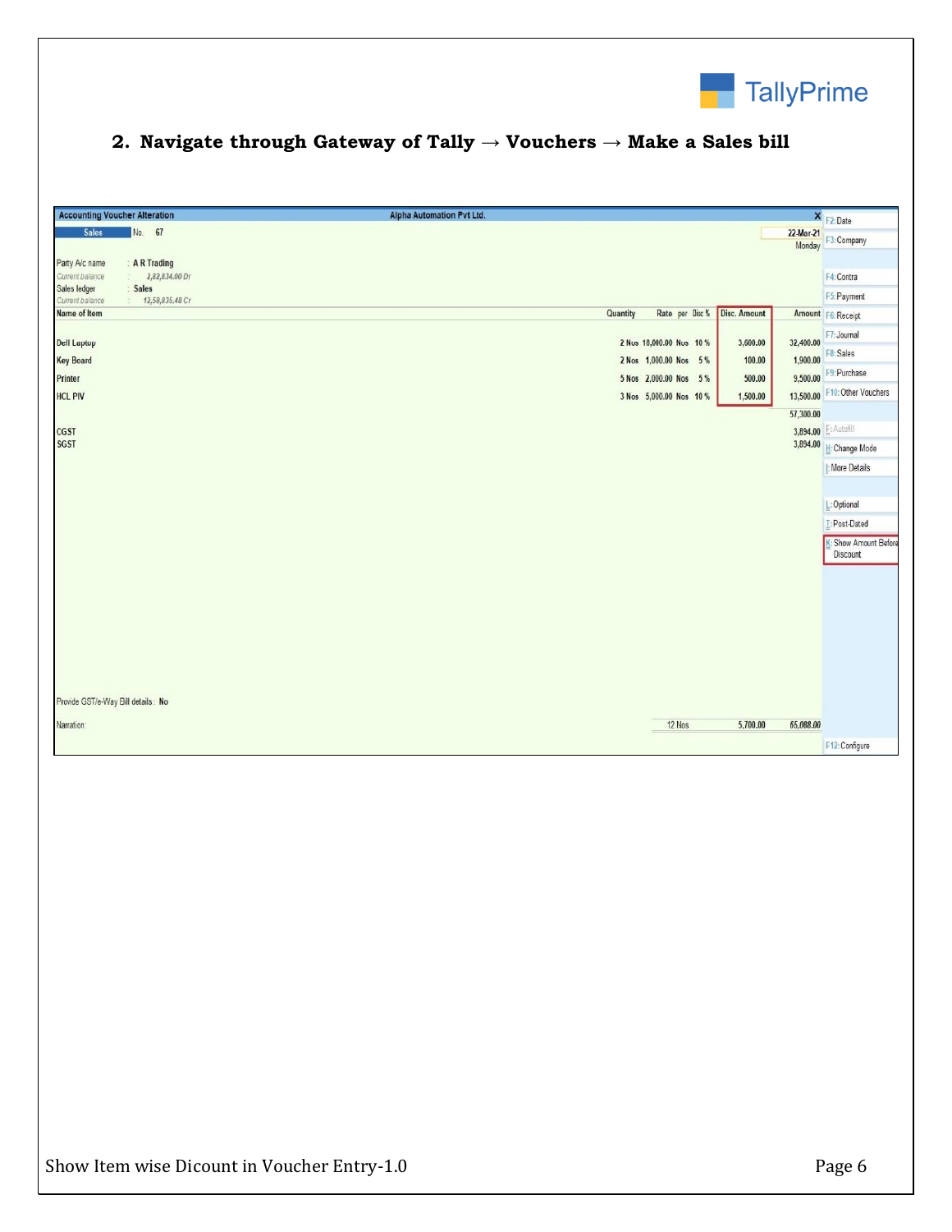## 2. Navigate through Gateway of Tally → Vouchers → Make a Sales bill

**Accounting Voucher Alteration** — Alpha Automation Pvt Ltd.

**Sales** No. 67 — 22-Mar-21, Monday

Party A/c name : A R Trading
Current balance : 2,82,834.00 Dr
Sales ledger : Sales
Current balance : 12,58,835.48 Cr

| Name of Item | Quantity | Rate | per | Disc % | Disc. Amount | Amount |
|---|---|---|---|---|---|---|
| Dell Laptop | 2 Nos | 18,000.00 | Nos | 10 % | 3,600.00 | 32,400.00 |
| Key Board | 2 Nos | 1,000.00 | Nos | 5 % | 100.00 | 1,900.00 |
| Printer | 5 Nos | 2,000.00 | Nos | 5 % | 500.00 | 9,500.00 |
| HCL PIV | 3 Nos | 5,000.00 | Nos | 10 % | 1,500.00 | 13,500.00 |
| | | | | | | 57,300.00 |
| CGST | | | | | | 3,894.00 |
| SGST | | | | | | 3,894.00 |
| | 12 Nos | | | | 5,700.00 | 65,088.00 |

Provide GST/e-Way Bill details : No

Narration:

F2: Date
F3: Company
F4: Contra
F5: Payment
F6: Receipt
F7: Journal
F8: Sales
F9: Purchase
F10: Other Vouchers
E: Autofill
H: Change Mode
I: More Details
L: Optional
T: Post-Dated
K: Show Amount Before Discount
F12: Configure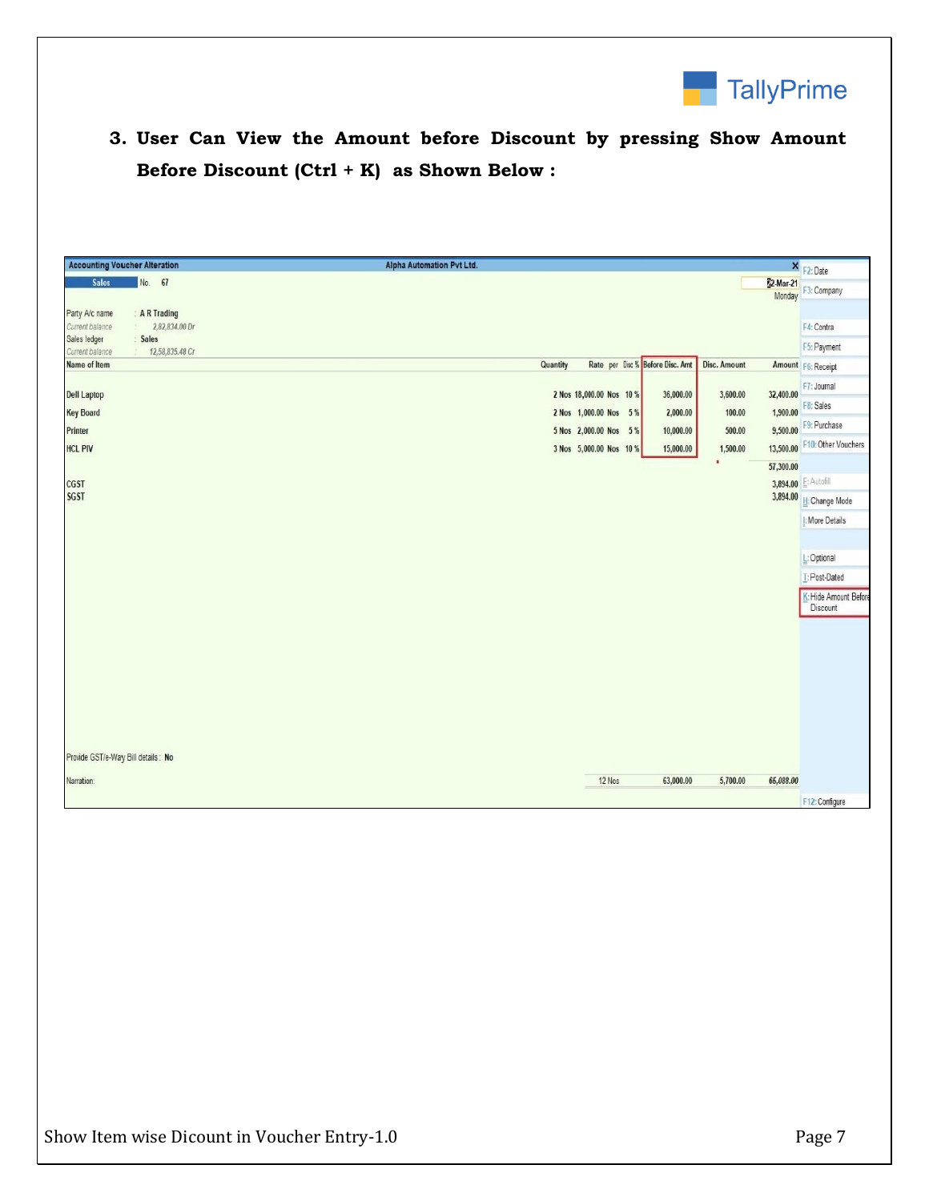3. **User Can View the Amount before Discount by pressing Show Amount Before Discount (Ctrl + K) as Shown Below :**

Accounting Voucher Alteration — Alpha Automation Pvt Ltd.

Sales No. 67 — 2-Mar-21 Monday

Party A/c name : A R Trading
Current balance : 2,82,834.00 Dr
Sales ledger : Sales
Current balance : 12,58,835.48 Cr

| Name of Item | Quantity | Rate | per | Disc % | Before Disc. Amt | Disc. Amount | Amount |
|---|---|---|---|---|---|---|---|
| Dell Laptop | 2 Nos | 18,000.00 | Nos | 10 % | 36,000.00 | 3,600.00 | 32,400.00 |
| Key Board | 2 Nos | 1,000.00 | Nos | 5 % | 2,000.00 | 100.00 | 1,900.00 |
| Printer | 5 Nos | 2,000.00 | Nos | 5 % | 10,000.00 | 500.00 | 9,500.00 |
| HCL PIV | 3 Nos | 5,000.00 | Nos | 10 % | 15,000.00 | 1,500.00 | 13,500.00 |
| | | | | | | | 57,300.00 |
| CGST | | | | | | | 3,894.00 |
| SGST | | | | | | | 3,894.00 |
| Narration: | 12 Nos | | | | 63,000.00 | 5,700.00 | 65,088.00 |

Provide GST/e-Way Bill details : No

F2: Date, F3: Company, F4: Contra, F5: Payment, F6: Receipt, F7: Journal, F8: Sales, F9: Purchase, F10: Other Vouchers, E: Autofill, H: Change Mode, I: More Details, L: Optional, T: Post-Dated, K: Hide Amount Before Discount, F12: Configure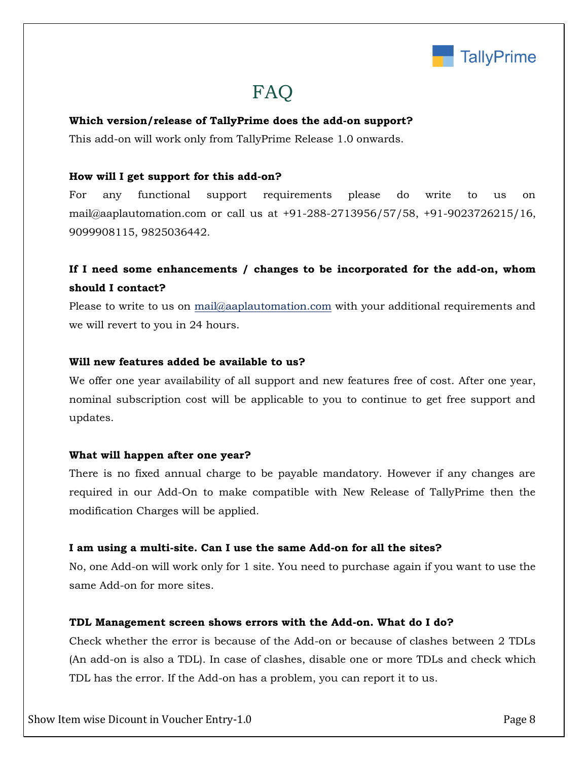# FAQ

**Which version/release of TallyPrime does the add-on support?**

This add-on will work only from TallyPrime Release 1.0 onwards.

**How will I get support for this add-on?**

For any functional support requirements please do write to us on mail@aaplautomation.com or call us at +91-288-2713956/57/58, +91-9023726215/16, 9099908115, 9825036442.

**If I need some enhancements / changes to be incorporated for the add-on, whom should I contact?**

Please to write to us on mail@aaplautomation.com with your additional requirements and we will revert to you in 24 hours.

**Will new features added be available to us?**

We offer one year availability of all support and new features free of cost. After one year, nominal subscription cost will be applicable to you to continue to get free support and updates.

**What will happen after one year?**

There is no fixed annual charge to be payable mandatory. However if any changes are required in our Add-On to make compatible with New Release of TallyPrime then the modification Charges will be applied.

**I am using a multi-site. Can I use the same Add-on for all the sites?**

No, one Add-on will work only for 1 site. You need to purchase again if you want to use the same Add-on for more sites.

**TDL Management screen shows errors with the Add-on. What do I do?**

Check whether the error is because of the Add-on or because of clashes between 2 TDLs (An add-on is also a TDL). In case of clashes, disable one or more TDLs and check which TDL has the error. If the Add-on has a problem, you can report it to us.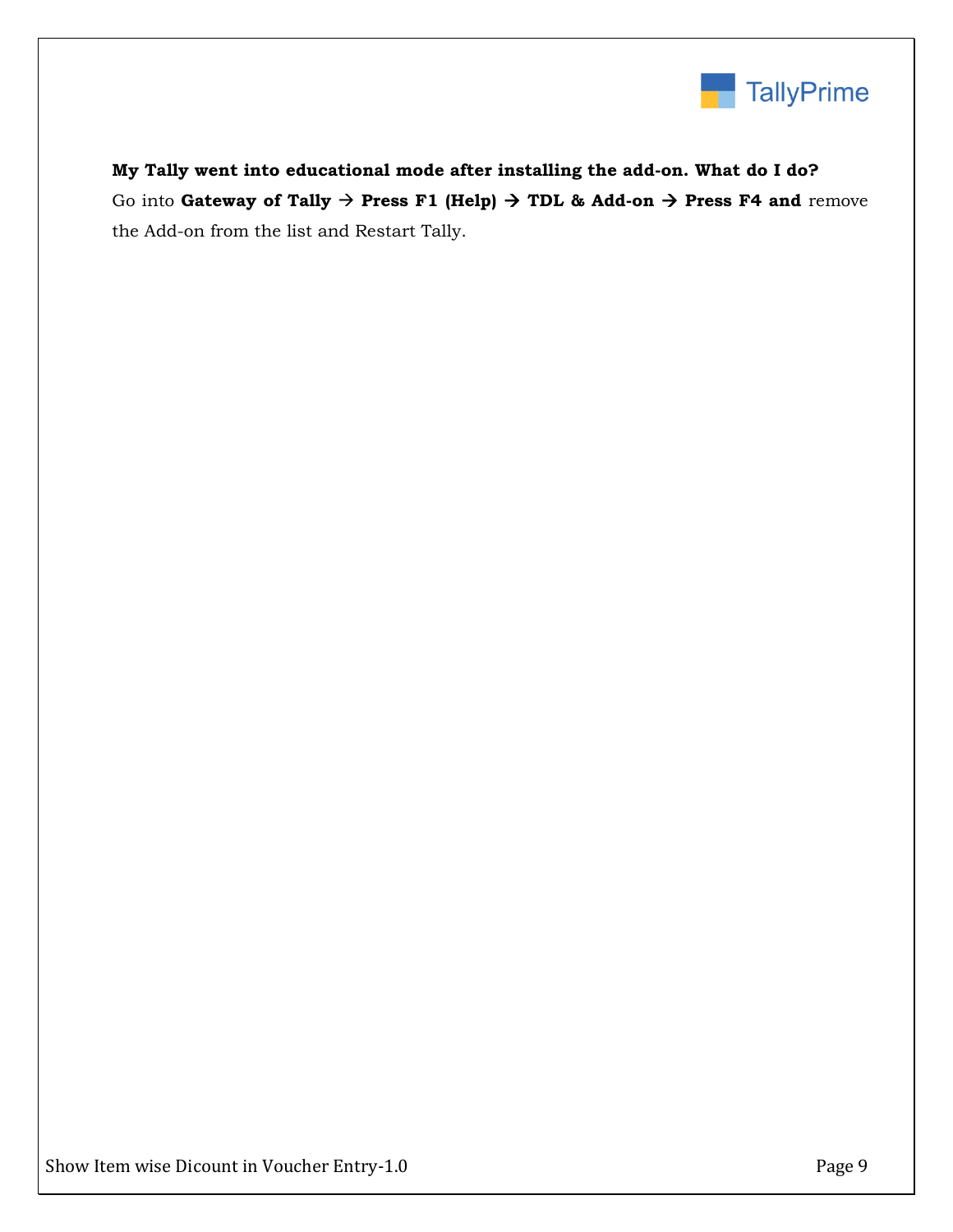**My Tally went into educational mode after installing the add-on. What do I do?**

Go into **Gateway of Tally → Press F1 (Help) → TDL & Add-on → Press F4 and** remove the Add-on from the list and Restart Tally.